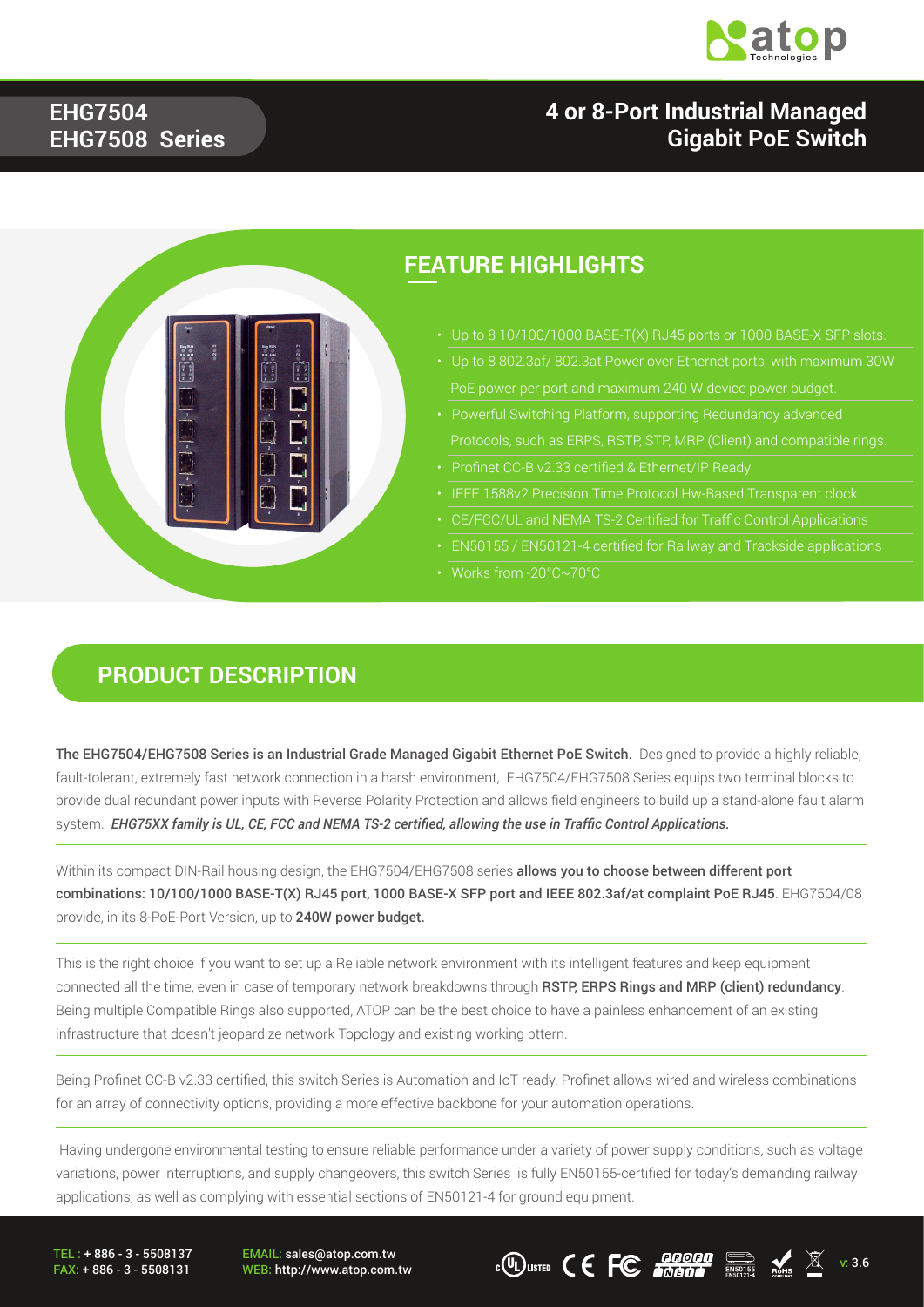# EHG7504 EHG7508 Series

# 4 or 8-Port Industrial Managed Gigabit PoE Switch

## FEATURE HIGHLIGHTS

- Up to 8 10/100/1000 BASE-T(X) RJ45 ports or 1000 BASE-X SFP slots.
- Up to 8 802.3af/ 802.3at Power over Ethernet ports, with maximum 30W PoE power per port and maximum 240 W device power budget.
- Powerful Switching Platform, supporting Redundancy advanced Protocols, such as ERPS, RSTP, STP, MRP (Client) and compatible rings.
- Profinet CC-B v2.33 certified & Ethernet/IP Ready
- IEEE 1588v2 Precision Time Protocol Hw-Based Transparent clock
- CE/FCC/UL and NEMA TS-2 Certified for Traffic Control Applications
- EN50155 / EN50121-4 certified for Railway and Trackside applications
- Works from -20°C~70°C

## PRODUCT DESCRIPTION

**The EHG7504/EHG7508 Series is an Industrial Grade Managed Gigabit Ethernet PoE Switch.** Designed to provide a highly reliable, fault-tolerant, extremely fast network connection in a harsh environment, EHG7504/EHG7508 Series equips two terminal blocks to provide dual redundant power inputs with Reverse Polarity Protection and allows field engineers to build up a stand-alone fault alarm system. ***EHG75XX family is UL, CE, FCC and NEMA TS-2 certified, allowing the use in Traffic Control Applications.***

Within its compact DIN-Rail housing design, the EHG7504/EHG7508 series **allows you to choose between different port combinations: 10/100/1000 BASE-T(X) RJ45 port, 1000 BASE-X SFP port and IEEE 802.3af/at complaint PoE RJ45**. EHG7504/08 provide, in its 8-PoE-Port Version, up to **240W power budget.**

This is the right choice if you want to set up a Reliable network environment with its intelligent features and keep equipment connected all the time, even in case of temporary network breakdowns through **RSTP, ERPS Rings and MRP (client) redundancy**. Being multiple Compatible Rings also supported, ATOP can be the best choice to have a painless enhancement of an existing infrastructure that doesn't jeopardize network Topology and existing working pttern.

Being Profinet CC-B v2.33 certified, this switch Series is Automation and IoT ready. Profinet allows wired and wireless combinations for an array of connectivity options, providing a more effective backbone for your automation operations.

Having undergone environmental testing to ensure reliable performance under a variety of power supply conditions, such as voltage variations, power interruptions, and supply changeovers, this switch Series is fully EN50155-certified for today's demanding railway applications, as well as complying with essential sections of EN50121-4 for ground equipment.

TEL : + 886 - 3 - 5508137
FAX: + 886 - 3 - 5508131

EMAIL: sales@atop.com.tw
WEB: http://www.atop.com.tw

v: 3.6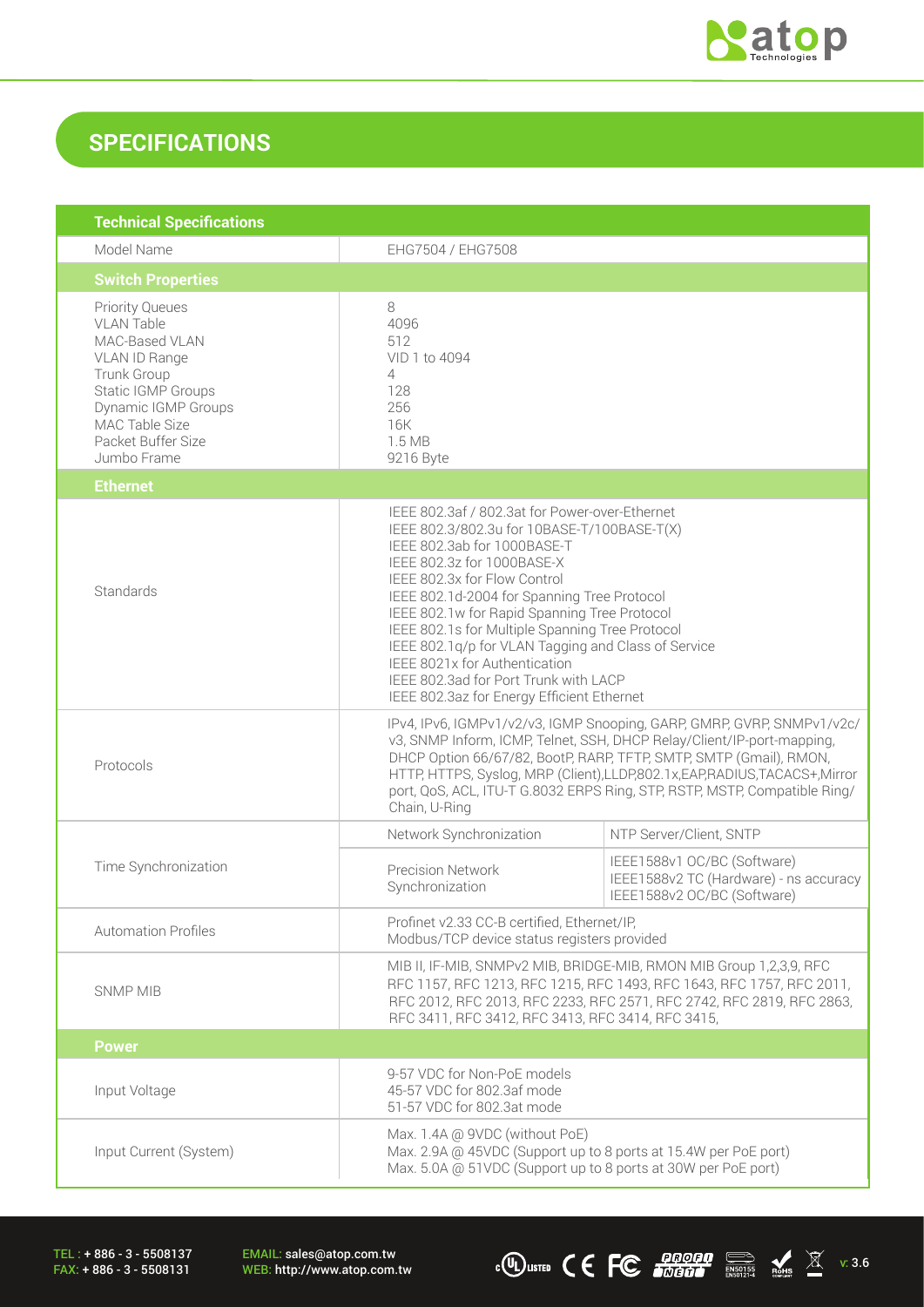## SPECIFICATIONS

| Technical Specifications | | |
|---|---|---|
| Model Name | EHG7504 / EHG7508 | |
| **Switch Properties** | | |
| Priority Queues<br>VLAN Table<br>MAC-Based VLAN<br>VLAN ID Range<br>Trunk Group<br>Static IGMP Groups<br>Dynamic IGMP Groups<br>MAC Table Size<br>Packet Buffer Size<br>Jumbo Frame | 8<br>4096<br>512<br>VID 1 to 4094<br>4<br>128<br>256<br>16K<br>1.5 MB<br>9216 Byte | |
| **Ethernet** | | |
| Standards | IEEE 802.3af / 802.3at for Power-over-Ethernet<br>IEEE 802.3/802.3u for 10BASE-T/100BASE-T(X)<br>IEEE 802.3ab for 1000BASE-T<br>IEEE 802.3z for 1000BASE-X<br>IEEE 802.3x for Flow Control<br>IEEE 802.1d-2004 for Spanning Tree Protocol<br>IEEE 802.1w for Rapid Spanning Tree Protocol<br>IEEE 802.1s for Multiple Spanning Tree Protocol<br>IEEE 802.1q/p for VLAN Tagging and Class of Service<br>IEEE 8021x for Authentication<br>IEEE 802.3ad for Port Trunk with LACP<br>IEEE 802.3az for Energy Efficient Ethernet | |
| Protocols | IPv4, IPv6, IGMPv1/v2/v3, IGMP Snooping, GARP, GMRP, GVRP, SNMPv1/v2c/v3, SNMP Inform, ICMP, Telnet, SSH, DHCP Relay/Client/IP-port-mapping, DHCP Option 66/67/82, BootP, RARP, TFTP, SMTP, SMTP (Gmail), RMON, HTTP, HTTPS, Syslog, MRP (Client),LLDP,802.1x,EAP,RADIUS,TACACS+,Mirror port, QoS, ACL, ITU-T G.8032 ERPS Ring, STP, RSTP, MSTP, Compatible Ring/Chain, U-Ring | |
| Time Synchronization | Network Synchronization | NTP Server/Client, SNTP |
| | Precision Network Synchronization | IEEE1588v1 OC/BC (Software)<br>IEEE1588v2 TC (Hardware) - ns accuracy<br>IEEE1588v2 OC/BC (Software) |
| Automation Profiles | Profinet v2.33 CC-B certified, Ethernet/IP,<br>Modbus/TCP device status registers provided | |
| SNMP MIB | MIB II, IF-MIB, SNMPv2 MIB, BRIDGE-MIB, RMON MIB Group 1,2,3,9, RFC RFC 1157, RFC 1213, RFC 1215, RFC 1493, RFC 1643, RFC 1757, RFC 2011, RFC 2012, RFC 2013, RFC 2233, RFC 2571, RFC 2742, RFC 2819, RFC 2863, RFC 3411, RFC 3412, RFC 3413, RFC 3414, RFC 3415, | |
| **Power** | | |
| Input Voltage | 9-57 VDC for Non-PoE models<br>45-57 VDC for 802.3af mode<br>51-57 VDC for 802.3at mode | |
| Input Current (System) | Max. 1.4A @ 9VDC (without PoE)<br>Max. 2.9A @ 45VDC (Support up to 8 ports at 15.4W per PoE port)<br>Max. 5.0A @ 51VDC (Support up to 8 ports at 30W per PoE port) | |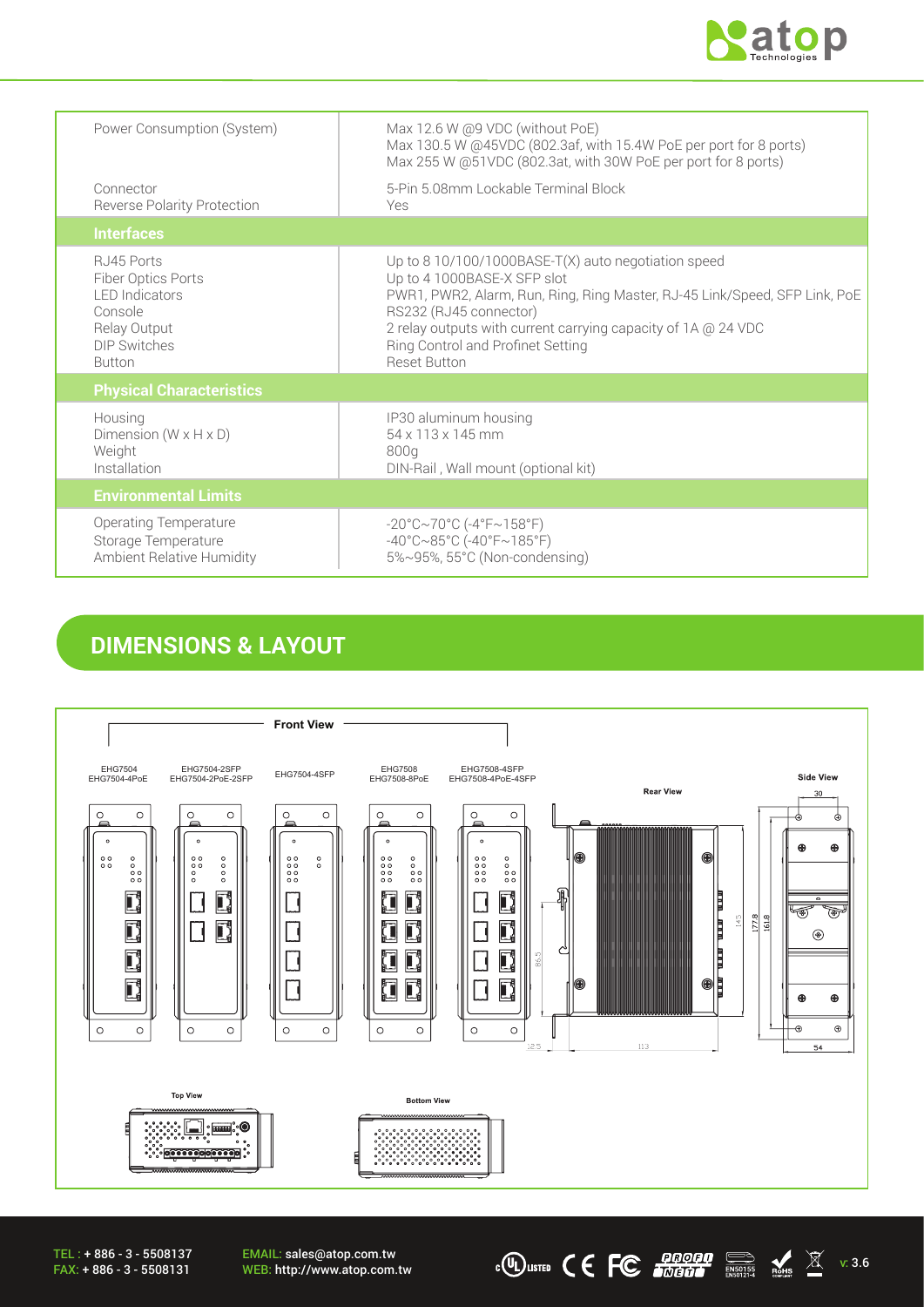| | |
|---|---|
| Power Consumption (System) | Max 12.6 W @9 VDC (without PoE)<br>Max 130.5 W @45VDC (802.3af, with 15.4W PoE per port for 8 ports)<br>Max 255 W @51VDC (802.3at, with 30W PoE per port for 8 ports) |
| Connector | 5-Pin 5.08mm Lockable Terminal Block |
| Reverse Polarity Protection | Yes |
| **Interfaces** | |
| RJ45 Ports | Up to 8 10/100/1000BASE-T(X) auto negotiation speed |
| Fiber Optics Ports | Up to 4 1000BASE-X SFP slot |
| LED Indicators | PWR1, PWR2, Alarm, Run, Ring, Ring Master, RJ-45 Link/Speed, SFP Link, PoE |
| Console | RS232 (RJ45 connector) |
| Relay Output | 2 relay outputs with current carrying capacity of 1A @ 24 VDC |
| DIP Switches | Ring Control and Profinet Setting |
| Button | Reset Button |
| **Physical Characteristics** | |
| Housing | IP30 aluminum housing |
| Dimension (W x H x D) | 54 x 113 x 145 mm |
| Weight | 800g |
| Installation | DIN-Rail , Wall mount (optional kit) |
| **Environmental Limits** | |
| Operating Temperature | -20°C~70°C (-4°F~158°F) |
| Storage Temperature | -40°C~85°C (-40°F~185°F) |
| Ambient Relative Humidity | 5%~95%, 55°C (Non-condensing) |

## DIMENSIONS & LAYOUT

Front View

EHG7504 EHG7504-4PoE | EHG7504-2SFP EHG7504-2PoE-2SFP | EHG7504-4SFP | EHG7508 EHG7508-8PoE | EHG7508-4SFP EHG7508-4PoE-4SFP

Rear View

Side View

Top View

Bottom View

TEL : + 886 - 3 - 5508137
FAX: + 886 - 3 - 5508131

EMAIL: sales@atop.com.tw
WEB: http://www.atop.com.tw

v: 3.6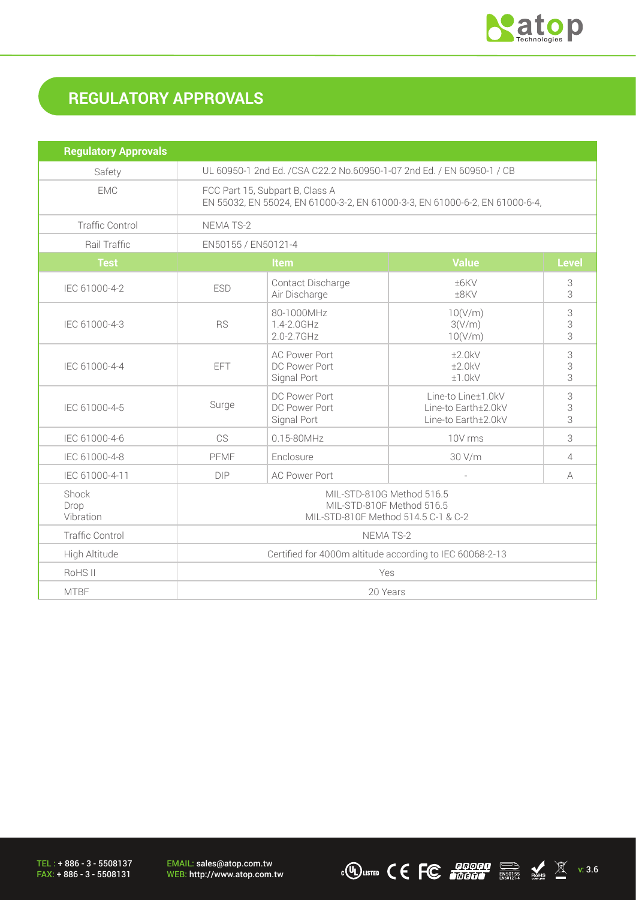## REGULATORY APPROVALS

| Regulatory Approvals | | | | |
|---|---|---|---|---|
| Safety | UL 60950-1 2nd Ed. /CSA C22.2 No.60950-1-07 2nd Ed. / EN 60950-1 / CB | | | |
| EMC | FCC Part 15, Subpart B, Class A<br>EN 55032, EN 55024, EN 61000-3-2, EN 61000-3-3, EN 61000-6-2, EN 61000-6-4, | | | |
| Traffic Control | NEMA TS-2 | | | |
| Rail Traffic | EN50155 / EN50121-4 | | | |
| **Test** | **Item** | | **Value** | **Level** |
| IEC 61000-4-2 | ESD | Contact Discharge<br>Air Discharge | ±6KV<br>±8KV | 3<br>3 |
| IEC 61000-4-3 | RS | 80-1000MHz<br>1.4-2.0GHz<br>2.0-2.7GHz | 10(V/m)<br>3(V/m)<br>10(V/m) | 3<br>3<br>3 |
| IEC 61000-4-4 | EFT | AC Power Port<br>DC Power Port<br>Signal Port | ±2.0kV<br>±2.0kV<br>±1.0kV | 3<br>3<br>3 |
| IEC 61000-4-5 | Surge | DC Power Port<br>DC Power Port<br>Signal Port | Line-to Line±1.0kV<br>Line-to Earth±2.0kV<br>Line-to Earth±2.0kV | 3<br>3<br>3 |
| IEC 61000-4-6 | CS | 0.15-80MHz | 10V rms | 3 |
| IEC 61000-4-8 | PFMF | Enclosure | 30 V/m | 4 |
| IEC 61000-4-11 | DIP | AC Power Port | - | A |
| Shock<br>Drop<br>Vibration | MIL-STD-810G Method 516.5<br>MIL-STD-810F Method 516.5<br>MIL-STD-810F Method 514.5 C-1 & C-2 | | | |
| Traffic Control | NEMA TS-2 | | | |
| High Altitude | Certified for 4000m altitude according to IEC 60068-2-13 | | | |
| RoHS II | Yes | | | |
| MTBF | 20 Years | | | |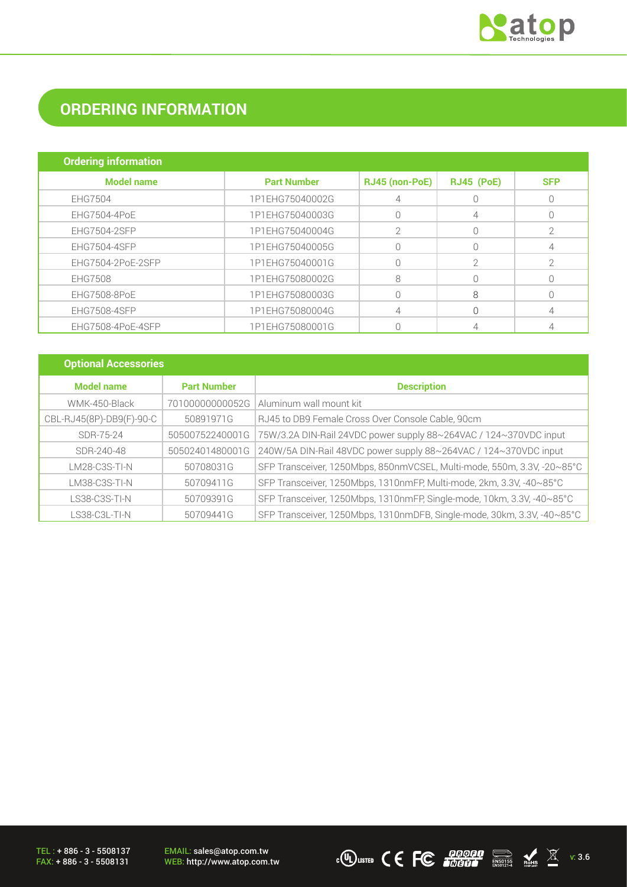# ORDERING INFORMATION

| Ordering information | | | | |
|---|---|---|---|---|
| **Model name** | **Part Number** | **RJ45 (non-PoE)** | **RJ45 (PoE)** | **SFP** |
| EHG7504 | 1P1EHG75040002G | 4 | 0 | 0 |
| EHG7504-4PoE | 1P1EHG75040003G | 0 | 4 | 0 |
| EHG7504-2SFP | 1P1EHG75040004G | 2 | 0 | 2 |
| EHG7504-4SFP | 1P1EHG75040005G | 0 | 0 | 4 |
| EHG7504-2PoE-2SFP | 1P1EHG75040001G | 0 | 2 | 2 |
| EHG7508 | 1P1EHG75080002G | 8 | 0 | 0 |
| EHG7508-8PoE | 1P1EHG75080003G | 0 | 8 | 0 |
| EHG7508-4SFP | 1P1EHG75080004G | 4 | 0 | 4 |
| EHG7508-4PoE-4SFP | 1P1EHG75080001G | 0 | 4 | 4 |

| Optional Accessories | | |
|---|---|---|
| **Model name** | **Part Number** | **Description** |
| WMK-450-Black | 70100000000052G | Aluminum wall mount kit |
| CBL-RJ45(8P)-DB9(F)-90-C | 50891971G | RJ45 to DB9 Female Cross Over Console Cable, 90cm |
| SDR-75-24 | 50500752240001G | 75W/3.2A DIN-Rail 24VDC power supply 88~264VAC / 124~370VDC input |
| SDR-240-48 | 50502401480001G | 240W/5A DIN-Rail 48VDC power supply 88~264VAC / 124~370VDC input |
| LM28-C3S-TI-N | 50708031G | SFP Transceiver, 1250Mbps, 850nmVCSEL, Multi-mode, 550m, 3.3V, -20~85°C |
| LM38-C3S-TI-N | 50709411G | SFP Transceiver, 1250Mbps, 1310nmFP, Multi-mode, 2km, 3.3V, -40~85°C |
| LS38-C3S-TI-N | 50709391G | SFP Transceiver, 1250Mbps, 1310nmFP, Single-mode, 10km, 3.3V, -40~85°C |
| LS38-C3L-TI-N | 50709441G | SFP Transceiver, 1250Mbps, 1310nmDFB, Single-mode, 30km, 3.3V, -40~85°C |

TEL : + 886 - 3 - 5508137
FAX: + 886 - 3 - 5508131

EMAIL: sales@atop.com.tw
WEB: http://www.atop.com.tw

v: 3.6